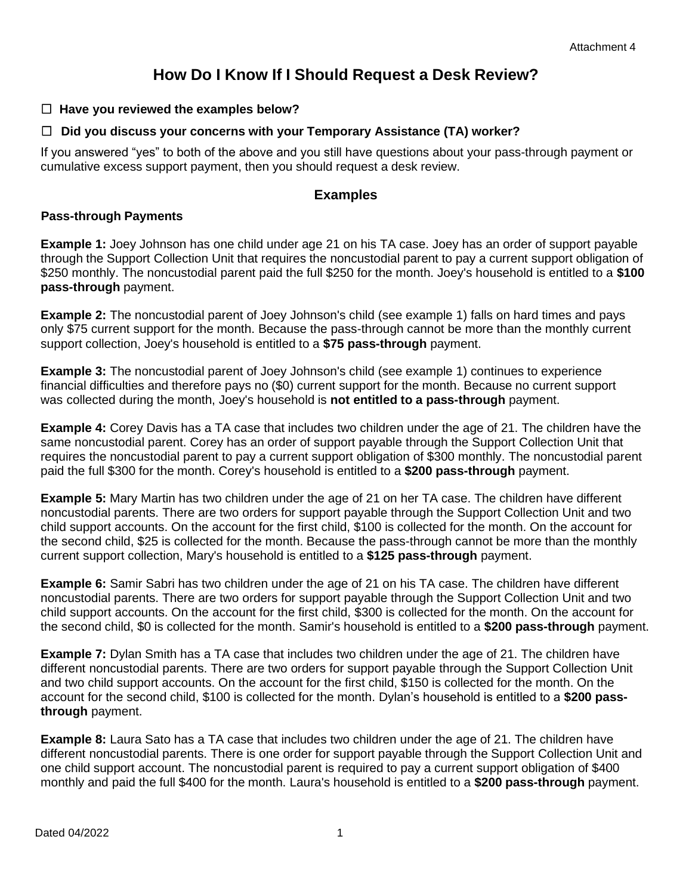Attachment 4

# How Do I Know If I Should Request a Desk Review?

☐ **Have you reviewed the examples below?**

☐ **Did you discuss your concerns with your Temporary Assistance (TA) worker?**

If you answered "yes" to both of the above and you still have questions about your pass-through payment or cumulative excess support payment, then you should request a desk review.

## Examples

### Pass-through Payments

**Example 1:** Joey Johnson has one child under age 21 on his TA case. Joey has an order of support payable through the Support Collection Unit that requires the noncustodial parent to pay a current support obligation of $250 monthly. The noncustodial parent paid the full $250 for the month. Joey's household is entitled to a **$100 pass-through** payment.

**Example 2:** The noncustodial parent of Joey Johnson's child (see example 1) falls on hard times and pays only $75 current support for the month. Because the pass-through cannot be more than the monthly current support collection, Joey's household is entitled to a **$75 pass-through** payment.

**Example 3:** The noncustodial parent of Joey Johnson's child (see example 1) continues to experience financial difficulties and therefore pays no ($0) current support for the month. Because no current support was collected during the month, Joey's household is **not entitled to a pass-through** payment.

**Example 4:** Corey Davis has a TA case that includes two children under the age of 21. The children have the same noncustodial parent. Corey has an order of support payable through the Support Collection Unit that requires the noncustodial parent to pay a current support obligation of $300 monthly. The noncustodial parent paid the full $300 for the month. Corey's household is entitled to a **$200 pass-through** payment.

**Example 5:** Mary Martin has two children under the age of 21 on her TA case. The children have different noncustodial parents. There are two orders for support payable through the Support Collection Unit and two child support accounts. On the account for the first child, $100 is collected for the month. On the account for the second child, $25 is collected for the month. Because the pass-through cannot be more than the monthly current support collection, Mary's household is entitled to a **$125 pass-through** payment.

**Example 6:** Samir Sabri has two children under the age of 21 on his TA case. The children have different noncustodial parents. There are two orders for support payable through the Support Collection Unit and two child support accounts. On the account for the first child, $300 is collected for the month. On the account for the second child, $0 is collected for the month. Samir's household is entitled to a **$200 pass-through** payment.

**Example 7:** Dylan Smith has a TA case that includes two children under the age of 21. The children have different noncustodial parents. There are two orders for support payable through the Support Collection Unit and two child support accounts. On the account for the first child, $150 is collected for the month. On the account for the second child, $100 is collected for the month. Dylan's household is entitled to a **$200 pass-through** payment.

**Example 8:** Laura Sato has a TA case that includes two children under the age of 21. The children have different noncustodial parents. There is one order for support payable through the Support Collection Unit and one child support account. The noncustodial parent is required to pay a current support obligation of $400 monthly and paid the full $400 for the month. Laura's household is entitled to a **$200 pass-through** payment.

Dated 04/2022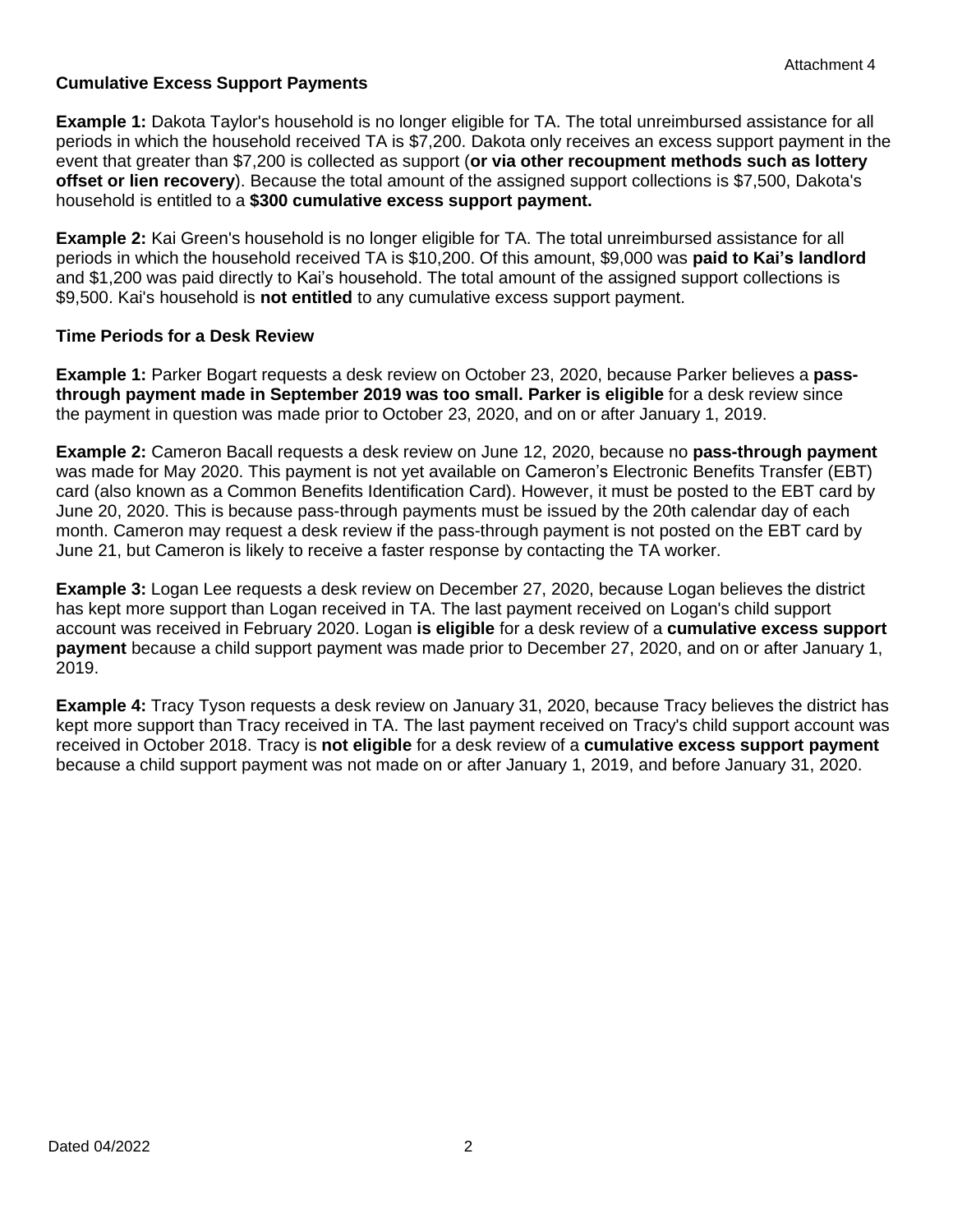Attachment 4

**Cumulative Excess Support Payments**

**Example 1:** Dakota Taylor's household is no longer eligible for TA. The total unreimbursed assistance for all periods in which the household received TA is $7,200. Dakota only receives an excess support payment in the event that greater than $7,200 is collected as support (**or via other recoupment methods such as lottery offset or lien recovery**). Because the total amount of the assigned support collections is $7,500, Dakota's household is entitled to a **$300 cumulative excess support payment.**

**Example 2:** Kai Green's household is no longer eligible for TA. The total unreimbursed assistance for all periods in which the household received TA is $10,200. Of this amount, $9,000 was **paid to Kai's landlord** and $1,200 was paid directly to Kai's household. The total amount of the assigned support collections is $9,500. Kai's household is **not entitled** to any cumulative excess support payment.

**Time Periods for a Desk Review**

**Example 1:** Parker Bogart requests a desk review on October 23, 2020, because Parker believes a **pass-through payment made in September 2019 was too small. Parker is eligible** for a desk review since the payment in question was made prior to October 23, 2020, and on or after January 1, 2019.

**Example 2:** Cameron Bacall requests a desk review on June 12, 2020, because no **pass-through payment** was made for May 2020. This payment is not yet available on Cameron's Electronic Benefits Transfer (EBT) card (also known as a Common Benefits Identification Card). However, it must be posted to the EBT card by June 20, 2020. This is because pass-through payments must be issued by the 20th calendar day of each month. Cameron may request a desk review if the pass-through payment is not posted on the EBT card by June 21, but Cameron is likely to receive a faster response by contacting the TA worker.

**Example 3:** Logan Lee requests a desk review on December 27, 2020, because Logan believes the district has kept more support than Logan received in TA. The last payment received on Logan's child support account was received in February 2020. Logan **is eligible** for a desk review of a **cumulative excess support payment** because a child support payment was made prior to December 27, 2020, and on or after January 1, 2019.

**Example 4:** Tracy Tyson requests a desk review on January 31, 2020, because Tracy believes the district has kept more support than Tracy received in TA. The last payment received on Tracy's child support account was received in October 2018. Tracy is **not eligible** for a desk review of a **cumulative excess support payment** because a child support payment was not made on or after January 1, 2019, and before January 31, 2020.

Dated 04/2022